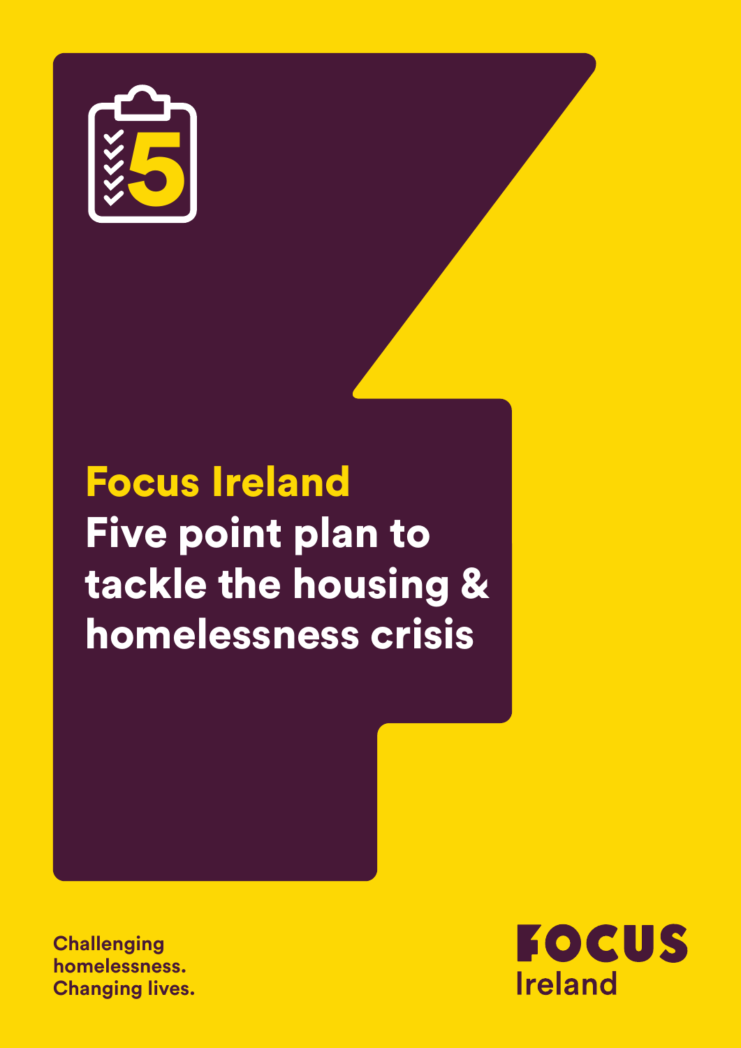# Focus Ireland

# Five point plan to tackle the housing & homelessness crisis

Challenging homelessness. Changing lives.

FOCUS Ireland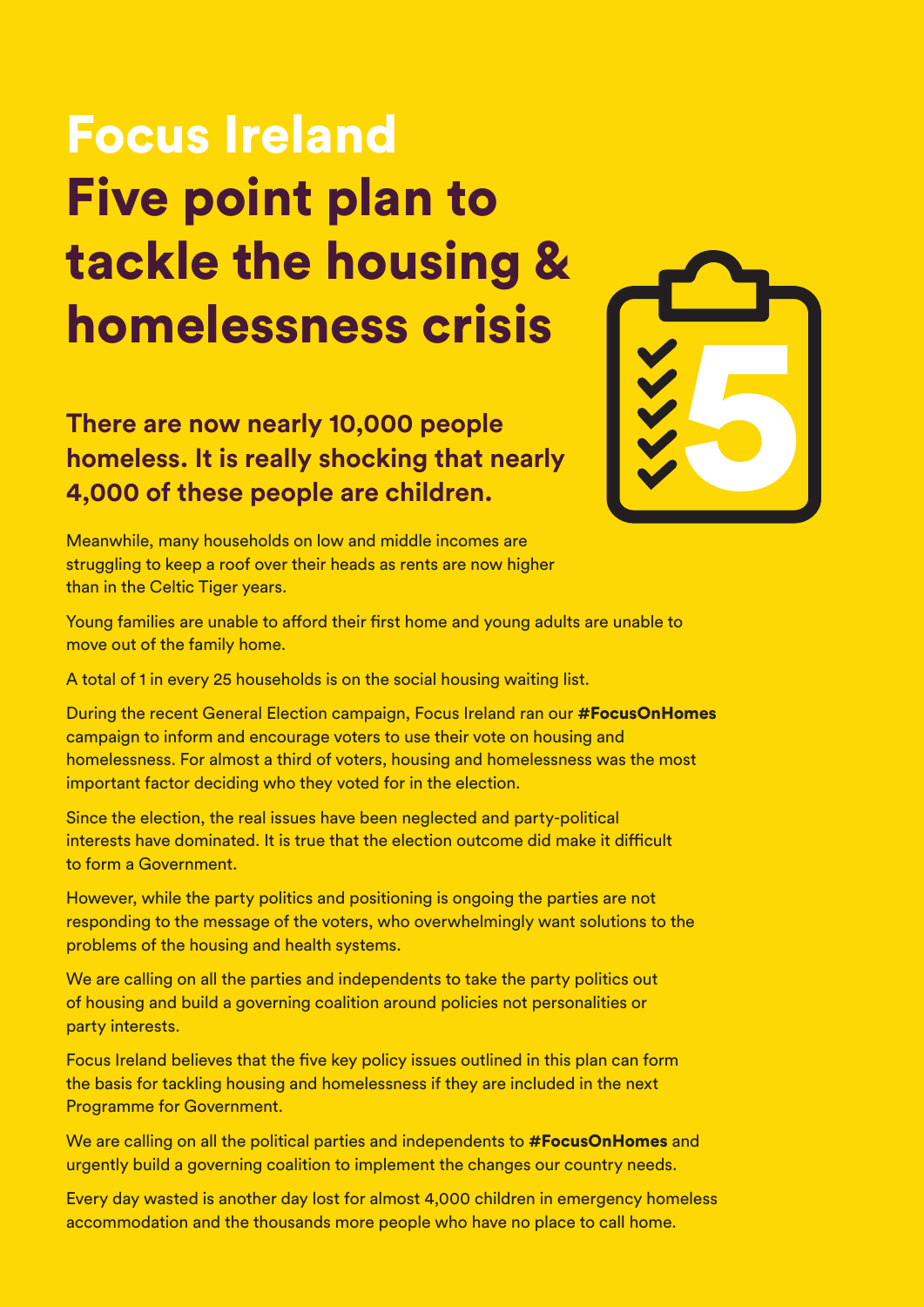# Focus Ireland
# Five point plan to tackle the housing & homelessness crisis

### There are now nearly 10,000 people homeless. It is really shocking that nearly 4,000 of these people are children.

Meanwhile, many households on low and middle incomes are struggling to keep a roof over their heads as rents are now higher than in the Celtic Tiger years.

Young families are unable to afford their first home and young adults are unable to move out of the family home.

A total of 1 in every 25 households is on the social housing waiting list.

During the recent General Election campaign, Focus Ireland ran our **#FocusOnHomes** campaign to inform and encourage voters to use their vote on housing and homelessness. For almost a third of voters, housing and homelessness was the most important factor deciding who they voted for in the election.

Since the election, the real issues have been neglected and party-political interests have dominated. It is true that the election outcome did make it difficult to form a Government.

However, while the party politics and positioning is ongoing the parties are not responding to the message of the voters, who overwhelmingly want solutions to the problems of the housing and health systems.

We are calling on all the parties and independents to take the party politics out of housing and build a governing coalition around policies not personalities or party interests.

Focus Ireland believes that the five key policy issues outlined in this plan can form the basis for tackling housing and homelessness if they are included in the next Programme for Government.

We are calling on all the political parties and independents to **#FocusOnHomes** and urgently build a governing coalition to implement the changes our country needs.

Every day wasted is another day lost for almost 4,000 children in emergency homeless accommodation and the thousands more people who have no place to call home.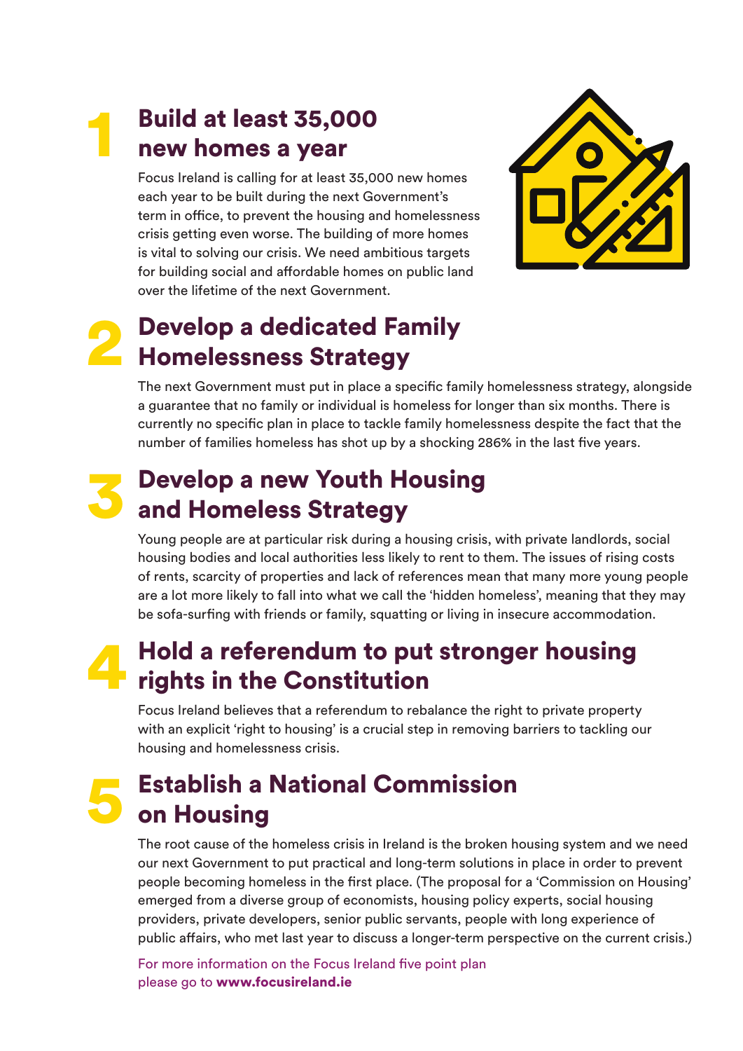## 1 Build at least 35,000 new homes a year

Focus Ireland is calling for at least 35,000 new homes each year to be built during the next Government's term in office, to prevent the housing and homelessness crisis getting even worse. The building of more homes is vital to solving our crisis. We need ambitious targets for building social and affordable homes on public land over the lifetime of the next Government.

## 2 Develop a dedicated Family Homelessness Strategy

The next Government must put in place a specific family homelessness strategy, alongside a guarantee that no family or individual is homeless for longer than six months. There is currently no specific plan in place to tackle family homelessness despite the fact that the number of families homeless has shot up by a shocking 286% in the last five years.

## 3 Develop a new Youth Housing and Homeless Strategy

Young people are at particular risk during a housing crisis, with private landlords, social housing bodies and local authorities less likely to rent to them. The issues of rising costs of rents, scarcity of properties and lack of references mean that many more young people are a lot more likely to fall into what we call the 'hidden homeless', meaning that they may be sofa-surfing with friends or family, squatting or living in insecure accommodation.

## 4 Hold a referendum to put stronger housing rights in the Constitution

Focus Ireland believes that a referendum to rebalance the right to private property with an explicit 'right to housing' is a crucial step in removing barriers to tackling our housing and homelessness crisis.

## 5 Establish a National Commission on Housing

The root cause of the homeless crisis in Ireland is the broken housing system and we need our next Government to put practical and long-term solutions in place in order to prevent people becoming homeless in the first place. (The proposal for a 'Commission on Housing' emerged from a diverse group of economists, housing policy experts, social housing providers, private developers, senior public servants, people with long experience of public affairs, who met last year to discuss a longer-term perspective on the current crisis.)

For more information on the Focus Ireland five point plan please go to **www.focusireland.ie**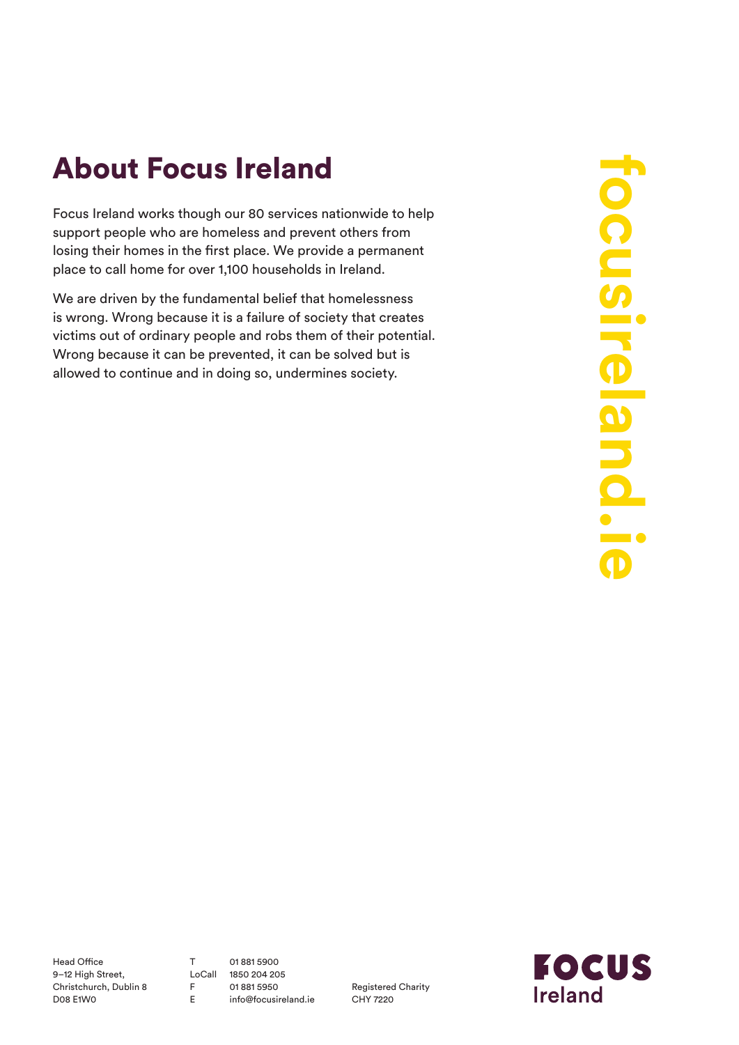# About Focus Ireland

Focus Ireland works though our 80 services nationwide to help support people who are homeless and prevent others from losing their homes in the first place. We provide a permanent place to call home for over 1,100 households in Ireland.

We are driven by the fundamental belief that homelessness is wrong. Wrong because it is a failure of society that creates victims out of ordinary people and robs them of their potential. Wrong because it can be prevented, it can be solved but is allowed to continue and in doing so, undermines society.

focusireland.ie

Head Office
9–12 High Street,
Christchurch, Dublin 8
D08 E1W0

T 01 881 5900
LoCall 1850 204 205
F 01 881 5950
E info@focusireland.ie

Registered Charity
CHY 7220

FOCUS Ireland